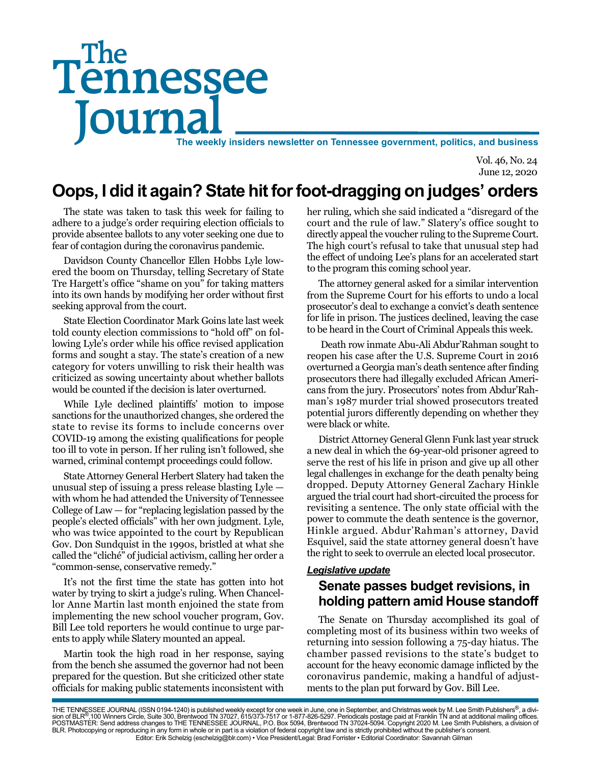# The Tennessee Journal

**The weekly insiders newsletter on Tennessee government, politics, and business**

Vol. 46, No. 24
June 12, 2020

## Oops, I did it again? State hit for foot-dragging on judges' orders

The state was taken to task this week for failing to adhere to a judge's order requiring election officials to provide absentee ballots to any voter seeking one due to fear of contagion during the coronavirus pandemic.

Davidson County Chancellor Ellen Hobbs Lyle lowered the boom on Thursday, telling Secretary of State Tre Hargett's office "shame on you" for taking matters into its own hands by modifying her order without first seeking approval from the court.

State Election Coordinator Mark Goins late last week told county election commissions to "hold off" on following Lyle's order while his office revised application forms and sought a stay. The state's creation of a new category for voters unwilling to risk their health was criticized as sowing uncertainty about whether ballots would be counted if the decision is later overturned.

While Lyle declined plaintiffs' motion to impose sanctions for the unauthorized changes, she ordered the state to revise its forms to include concerns over COVID-19 among the existing qualifications for people too ill to vote in person. If her ruling isn't followed, she warned, criminal contempt proceedings could follow.

State Attorney General Herbert Slatery had taken the unusual step of issuing a press release blasting Lyle — with whom he had attended the University of Tennessee College of Law — for "replacing legislation passed by the people's elected officials" with her own judgment. Lyle, who was twice appointed to the court by Republican Gov. Don Sundquist in the 1990s, bristled at what she called the "cliché" of judicial activism, calling her order a "common-sense, conservative remedy."

It's not the first time the state has gotten into hot water by trying to skirt a judge's ruling. When Chancellor Anne Martin last month enjoined the state from implementing the new school voucher program, Gov. Bill Lee told reporters he would continue to urge parents to apply while Slatery mounted an appeal.

Martin took the high road in her response, saying from the bench she assumed the governor had not been prepared for the question. But she criticized other state officials for making public statements inconsistent with her ruling, which she said indicated a "disregard of the court and the rule of law." Slatery's office sought to directly appeal the voucher ruling to the Supreme Court. The high court's refusal to take that unusual step had the effect of undoing Lee's plans for an accelerated start to the program this coming school year.

The attorney general asked for a similar intervention from the Supreme Court for his efforts to undo a local prosecutor's deal to exchange a convict's death sentence for life in prison. The justices declined, leaving the case to be heard in the Court of Criminal Appeals this week.

Death row inmate Abu-Ali Abdur'Rahman sought to reopen his case after the U.S. Supreme Court in 2016 overturned a Georgia man's death sentence after finding prosecutors there had illegally excluded African Americans from the jury. Prosecutors' notes from Abdur'Rahman's 1987 murder trial showed prosecutors treated potential jurors differently depending on whether they were black or white.

District Attorney General Glenn Funk last year struck a new deal in which the 69-year-old prisoner agreed to serve the rest of his life in prison and give up all other legal challenges in exchange for the death penalty being dropped. Deputy Attorney General Zachary Hinkle argued the trial court had short-circuited the process for revisiting a sentence. The only state official with the power to commute the death sentence is the governor, Hinkle argued. Abdur'Rahman's attorney, David Esquivel, said the state attorney general doesn't have the right to seek to overrule an elected local prosecutor.

***Legislative update***

## Senate passes budget revisions, in holding pattern amid House standoff

The Senate on Thursday accomplished its goal of completing most of its business within two weeks of returning into session following a 75-day hiatus. The chamber passed revisions to the state's budget to account for the heavy economic damage inflicted by the coronavirus pandemic, making a handful of adjustments to the plan put forward by Gov. Bill Lee.

THE TENNESSEE JOURNAL (ISSN 0194-1240) is published weekly except for one week in June, one in September, and Christmas week by M. Lee Smith Publishers®, a division of BLR®,100 Winners Circle, Suite 300, Brentwood TN 37027, 615/373-7517 or 1-877-826-5297. Periodicals postage paid at Franklin TN and at additional mailing offices. POSTMASTER: Send address changes to THE TENNESSEE JOURNAL, P.O. Box 5094, Brentwood TN 37024-5094. Copyright 2020 M. Lee Smith Publishers, a division of BLR. Photocopying or reproducing in any form in whole or in part is a violation of federal copyright law and is strictly prohibited without the publisher's consent.
Editor: Erik Schelzig (eschelzig@blr.com) • Vice President/Legal: Brad Forrister • Editorial Coordinator: Savannah Gilman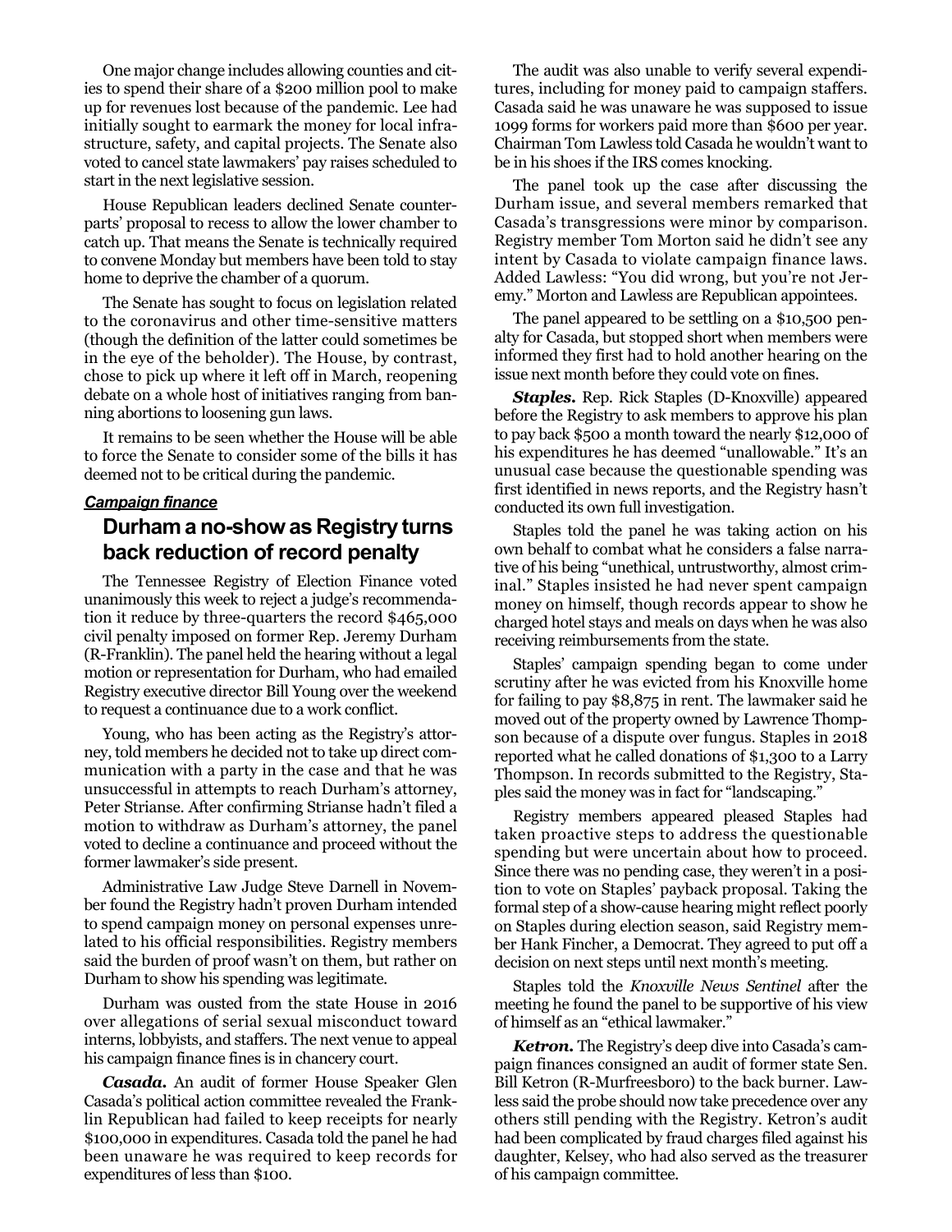One major change includes allowing counties and cities to spend their share of a $200 million pool to make up for revenues lost because of the pandemic. Lee had initially sought to earmark the money for local infrastructure, safety, and capital projects. The Senate also voted to cancel state lawmakers' pay raises scheduled to start in the next legislative session.

House Republican leaders declined Senate counterparts' proposal to recess to allow the lower chamber to catch up. That means the Senate is technically required to convene Monday but members have been told to stay home to deprive the chamber of a quorum.

The Senate has sought to focus on legislation related to the coronavirus and other time-sensitive matters (though the definition of the latter could sometimes be in the eye of the beholder). The House, by contrast, chose to pick up where it left off in March, reopening debate on a whole host of initiatives ranging from banning abortions to loosening gun laws.

It remains to be seen whether the House will be able to force the Senate to consider some of the bills it has deemed not to be critical during the pandemic.

***Campaign finance***

## Durham a no-show as Registry turns back reduction of record penalty

The Tennessee Registry of Election Finance voted unanimously this week to reject a judge's recommendation it reduce by three-quarters the record $465,000 civil penalty imposed on former Rep. Jeremy Durham (R-Franklin). The panel held the hearing without a legal motion or representation for Durham, who had emailed Registry executive director Bill Young over the weekend to request a continuance due to a work conflict.

Young, who has been acting as the Registry's attorney, told members he decided not to take up direct communication with a party in the case and that he was unsuccessful in attempts to reach Durham's attorney, Peter Strianse. After confirming Strianse hadn't filed a motion to withdraw as Durham's attorney, the panel voted to decline a continuance and proceed without the former lawmaker's side present.

Administrative Law Judge Steve Darnell in November found the Registry hadn't proven Durham intended to spend campaign money on personal expenses unrelated to his official responsibilities. Registry members said the burden of proof wasn't on them, but rather on Durham to show his spending was legitimate.

Durham was ousted from the state House in 2016 over allegations of serial sexual misconduct toward interns, lobbyists, and staffers. The next venue to appeal his campaign finance fines is in chancery court.

***Casada.*** An audit of former House Speaker Glen Casada's political action committee revealed the Franklin Republican had failed to keep receipts for nearly $100,000 in expenditures. Casada told the panel he had been unaware he was required to keep records for expenditures of less than $100.

The audit was also unable to verify several expenditures, including for money paid to campaign staffers. Casada said he was unaware he was supposed to issue 1099 forms for workers paid more than $600 per year. Chairman Tom Lawless told Casada he wouldn't want to be in his shoes if the IRS comes knocking.

The panel took up the case after discussing the Durham issue, and several members remarked that Casada's transgressions were minor by comparison. Registry member Tom Morton said he didn't see any intent by Casada to violate campaign finance laws. Added Lawless: "You did wrong, but you're not Jeremy." Morton and Lawless are Republican appointees.

The panel appeared to be settling on a $10,500 penalty for Casada, but stopped short when members were informed they first had to hold another hearing on the issue next month before they could vote on fines.

***Staples.*** Rep. Rick Staples (D-Knoxville) appeared before the Registry to ask members to approve his plan to pay back $500 a month toward the nearly $12,000 of his expenditures he has deemed "unallowable." It's an unusual case because the questionable spending was first identified in news reports, and the Registry hasn't conducted its own full investigation.

Staples told the panel he was taking action on his own behalf to combat what he considers a false narrative of his being "unethical, untrustworthy, almost criminal." Staples insisted he had never spent campaign money on himself, though records appear to show he charged hotel stays and meals on days when he was also receiving reimbursements from the state.

Staples' campaign spending began to come under scrutiny after he was evicted from his Knoxville home for failing to pay $8,875 in rent. The lawmaker said he moved out of the property owned by Lawrence Thompson because of a dispute over fungus. Staples in 2018 reported what he called donations of $1,300 to a Larry Thompson. In records submitted to the Registry, Staples said the money was in fact for "landscaping."

Registry members appeared pleased Staples had taken proactive steps to address the questionable spending but were uncertain about how to proceed. Since there was no pending case, they weren't in a position to vote on Staples' payback proposal. Taking the formal step of a show-cause hearing might reflect poorly on Staples during election season, said Registry member Hank Fincher, a Democrat. They agreed to put off a decision on next steps until next month's meeting.

Staples told the *Knoxville News Sentinel* after the meeting he found the panel to be supportive of his view of himself as an "ethical lawmaker."

***Ketron.*** The Registry's deep dive into Casada's campaign finances consigned an audit of former state Sen. Bill Ketron (R-Murfreesboro) to the back burner. Lawless said the probe should now take precedence over any others still pending with the Registry. Ketron's audit had been complicated by fraud charges filed against his daughter, Kelsey, who had also served as the treasurer of his campaign committee.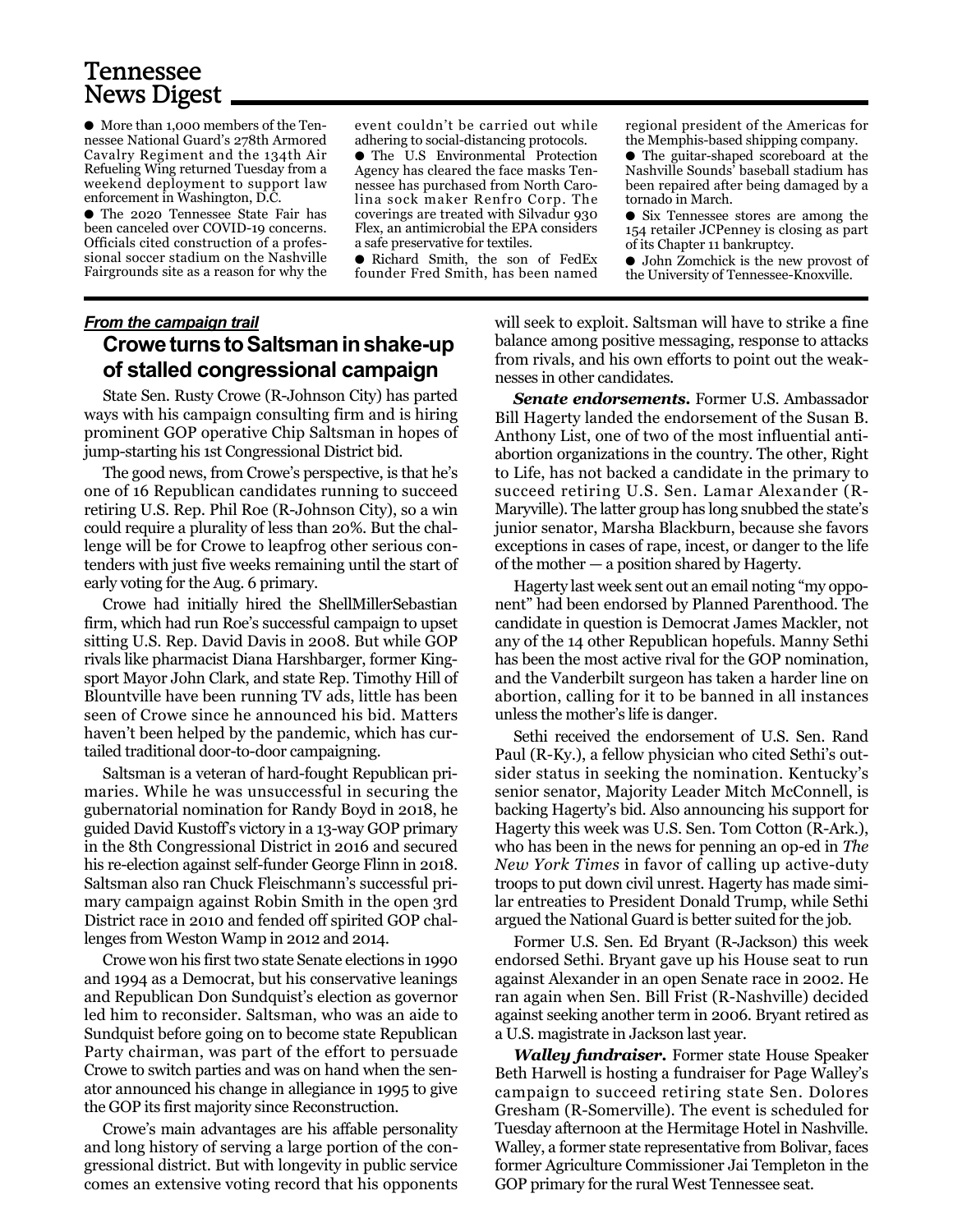# Tennessee News Digest

- More than 1,000 members of the Tennessee National Guard's 278th Armored Cavalry Regiment and the 134th Air Refueling Wing returned Tuesday from a weekend deployment to support law enforcement in Washington, D.C.
- The 2020 Tennessee State Fair has been canceled over COVID-19 concerns. Officials cited construction of a professional soccer stadium on the Nashville Fairgrounds site as a reason for why the event couldn't be carried out while adhering to social-distancing protocols.
- The U.S Environmental Protection Agency has cleared the face masks Tennessee has purchased from North Carolina sock maker Renfro Corp. The coverings are treated with Silvadur 930 Flex, an antimicrobial the EPA considers a safe preservative for textiles.
- Richard Smith, the son of FedEx founder Fred Smith, has been named regional president of the Americas for the Memphis-based shipping company.
- The guitar-shaped scoreboard at the Nashville Sounds' baseball stadium has been repaired after being damaged by a tornado in March.
- Six Tennessee stores are among the 154 retailer JCPenney is closing as part of its Chapter 11 bankruptcy.
- John Zomchick is the new provost of the University of Tennessee-Knoxville.

***From the campaign trail***

## Crowe turns to Saltsman in shake-up of stalled congressional campaign

State Sen. Rusty Crowe (R-Johnson City) has parted ways with his campaign consulting firm and is hiring prominent GOP operative Chip Saltsman in hopes of jump-starting his 1st Congressional District bid.

The good news, from Crowe's perspective, is that he's one of 16 Republican candidates running to succeed retiring U.S. Rep. Phil Roe (R-Johnson City), so a win could require a plurality of less than 20%. But the challenge will be for Crowe to leapfrog other serious contenders with just five weeks remaining until the start of early voting for the Aug. 6 primary.

Crowe had initially hired the ShellMillerSebastian firm, which had run Roe's successful campaign to upset sitting U.S. Rep. David Davis in 2008. But while GOP rivals like pharmacist Diana Harshbarger, former Kingsport Mayor John Clark, and state Rep. Timothy Hill of Blountville have been running TV ads, little has been seen of Crowe since he announced his bid. Matters haven't been helped by the pandemic, which has curtailed traditional door-to-door campaigning.

Saltsman is a veteran of hard-fought Republican primaries. While he was unsuccessful in securing the gubernatorial nomination for Randy Boyd in 2018, he guided David Kustoff's victory in a 13-way GOP primary in the 8th Congressional District in 2016 and secured his re-election against self-funder George Flinn in 2018. Saltsman also ran Chuck Fleischmann's successful primary campaign against Robin Smith in the open 3rd District race in 2010 and fended off spirited GOP challenges from Weston Wamp in 2012 and 2014.

Crowe won his first two state Senate elections in 1990 and 1994 as a Democrat, but his conservative leanings and Republican Don Sundquist's election as governor led him to reconsider. Saltsman, who was an aide to Sundquist before going on to become state Republican Party chairman, was part of the effort to persuade Crowe to switch parties and was on hand when the senator announced his change in allegiance in 1995 to give the GOP its first majority since Reconstruction.

Crowe's main advantages are his affable personality and long history of serving a large portion of the congressional district. But with longevity in public service comes an extensive voting record that his opponents will seek to exploit. Saltsman will have to strike a fine balance among positive messaging, response to attacks from rivals, and his own efforts to point out the weaknesses in other candidates.

***Senate endorsements.*** Former U.S. Ambassador Bill Hagerty landed the endorsement of the Susan B. Anthony List, one of two of the most influential anti-abortion organizations in the country. The other, Right to Life, has not backed a candidate in the primary to succeed retiring U.S. Sen. Lamar Alexander (R-Maryville). The latter group has long snubbed the state's junior senator, Marsha Blackburn, because she favors exceptions in cases of rape, incest, or danger to the life of the mother — a position shared by Hagerty.

Hagerty last week sent out an email noting "my opponent" had been endorsed by Planned Parenthood. The candidate in question is Democrat James Mackler, not any of the 14 other Republican hopefuls. Manny Sethi has been the most active rival for the GOP nomination, and the Vanderbilt surgeon has taken a harder line on abortion, calling for it to be banned in all instances unless the mother's life is danger.

Sethi received the endorsement of U.S. Sen. Rand Paul (R-Ky.), a fellow physician who cited Sethi's outsider status in seeking the nomination. Kentucky's senior senator, Majority Leader Mitch McConnell, is backing Hagerty's bid. Also announcing his support for Hagerty this week was U.S. Sen. Tom Cotton (R-Ark.), who has been in the news for penning an op-ed in *The New York Times* in favor of calling up active-duty troops to put down civil unrest. Hagerty has made similar entreaties to President Donald Trump, while Sethi argued the National Guard is better suited for the job.

Former U.S. Sen. Ed Bryant (R-Jackson) this week endorsed Sethi. Bryant gave up his House seat to run against Alexander in an open Senate race in 2002. He ran again when Sen. Bill Frist (R-Nashville) decided against seeking another term in 2006. Bryant retired as a U.S. magistrate in Jackson last year.

***Walley fundraiser.*** Former state House Speaker Beth Harwell is hosting a fundraiser for Page Walley's campaign to succeed retiring state Sen. Dolores Gresham (R-Somerville). The event is scheduled for Tuesday afternoon at the Hermitage Hotel in Nashville. Walley, a former state representative from Bolivar, faces former Agriculture Commissioner Jai Templeton in the GOP primary for the rural West Tennessee seat.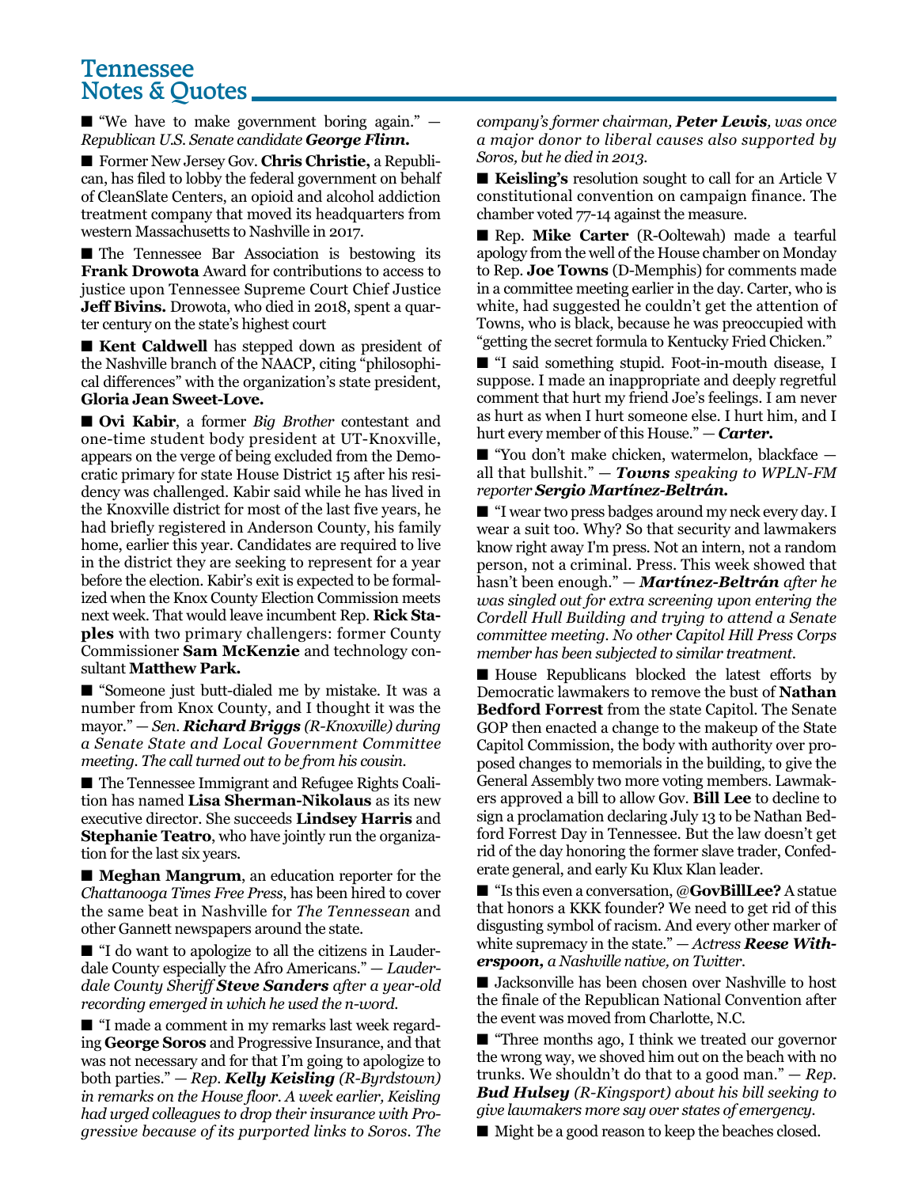# Tennessee Notes & Quotes

■ "We have to make government boring again." — *Republican U.S. Senate candidate* ***George Flinn.***

■ Former New Jersey Gov. **Chris Christie,** a Republican, has filed to lobby the federal government on behalf of CleanSlate Centers, an opioid and alcohol addiction treatment company that moved its headquarters from western Massachusetts to Nashville in 2017.

■ The Tennessee Bar Association is bestowing its **Frank Drowota** Award for contributions to access to justice upon Tennessee Supreme Court Chief Justice **Jeff Bivins.** Drowota, who died in 2018, spent a quarter century on the state's highest court

■ **Kent Caldwell** has stepped down as president of the Nashville branch of the NAACP, citing "philosophical differences" with the organization's state president, **Gloria Jean Sweet-Love.**

■ **Ovi Kabir**, a former *Big Brother* contestant and one-time student body president at UT-Knoxville, appears on the verge of being excluded from the Democratic primary for state House District 15 after his residency was challenged. Kabir said while he has lived in the Knoxville district for most of the last five years, he had briefly registered in Anderson County, his family home, earlier this year. Candidates are required to live in the district they are seeking to represent for a year before the election. Kabir's exit is expected to be formalized when the Knox County Election Commission meets next week. That would leave incumbent Rep. **Rick Staples** with two primary challengers: former County Commissioner **Sam McKenzie** and technology consultant **Matthew Park.**

■ "Someone just butt-dialed me by mistake. It was a number from Knox County, and I thought it was the mayor." — *Sen.* ***Richard Briggs*** *(R-Knoxville) during a Senate State and Local Government Committee meeting. The call turned out to be from his cousin.*

■ The Tennessee Immigrant and Refugee Rights Coalition has named **Lisa Sherman-Nikolaus** as its new executive director. She succeeds **Lindsey Harris** and **Stephanie Teatro**, who have jointly run the organization for the last six years.

■ **Meghan Mangrum**, an education reporter for the *Chattanooga Times Free Press*, has been hired to cover the same beat in Nashville for *The Tennessean* and other Gannett newspapers around the state.

■ "I do want to apologize to all the citizens in Lauderdale County especially the Afro Americans." — *Lauderdale County Sheriff* ***Steve Sanders*** *after a year-old recording emerged in which he used the n-word.*

■ "I made a comment in my remarks last week regarding **George Soros** and Progressive Insurance, and that was not necessary and for that I'm going to apologize to both parties." — *Rep.* ***Kelly Keisling*** *(R-Byrdstown) in remarks on the House floor. A week earlier, Keisling had urged colleagues to drop their insurance with Progressive because of its purported links to Soros. The company's former chairman,* ***Peter Lewis****, was once a major donor to liberal causes also supported by Soros, but he died in 2013.*

■ **Keisling's** resolution sought to call for an Article V constitutional convention on campaign finance. The chamber voted 77-14 against the measure.

■ Rep. **Mike Carter** (R-Ooltewah) made a tearful apology from the well of the House chamber on Monday to Rep. **Joe Towns** (D-Memphis) for comments made in a committee meeting earlier in the day. Carter, who is white, had suggested he couldn't get the attention of Towns, who is black, because he was preoccupied with "getting the secret formula to Kentucky Fried Chicken."

■ "I said something stupid. Foot-in-mouth disease, I suppose. I made an inappropriate and deeply regretful comment that hurt my friend Joe's feelings. I am never as hurt as when I hurt someone else. I hurt him, and I hurt every member of this House." — ***Carter.***

■ "You don't make chicken, watermelon, blackface — all that bullshit." — ***Towns*** *speaking to WPLN-FM reporter* ***Sergio Martínez-Beltrán.***

■ "I wear two press badges around my neck every day. I wear a suit too. Why? So that security and lawmakers know right away I'm press. Not an intern, not a random person, not a criminal. Press. This week showed that hasn't been enough." — ***Martínez-Beltrán*** *after he was singled out for extra screening upon entering the Cordell Hull Building and trying to attend a Senate committee meeting. No other Capitol Hill Press Corps member has been subjected to similar treatment.*

■ House Republicans blocked the latest efforts by Democratic lawmakers to remove the bust of **Nathan Bedford Forrest** from the state Capitol. The Senate GOP then enacted a change to the makeup of the State Capitol Commission, the body with authority over proposed changes to memorials in the building, to give the General Assembly two more voting members. Lawmakers approved a bill to allow Gov. **Bill Lee** to decline to sign a proclamation declaring July 13 to be Nathan Bedford Forrest Day in Tennessee. But the law doesn't get rid of the day honoring the former slave trader, Confederate general, and early Ku Klux Klan leader.

■ "Is this even a conversation, @**GovBillLee?** A statue that honors a KKK founder? We need to get rid of this disgusting symbol of racism. And every other marker of white supremacy in the state." — *Actress* ***Reese Witherspoon,*** *a Nashville native, on Twitter.*

■ Jacksonville has been chosen over Nashville to host the finale of the Republican National Convention after the event was moved from Charlotte, N.C.

■ "Three months ago, I think we treated our governor the wrong way, we shoved him out on the beach with no trunks. We shouldn't do that to a good man." — *Rep.* ***Bud Hulsey*** *(R-Kingsport) about his bill seeking to give lawmakers more say over states of emergency.*

■ Might be a good reason to keep the beaches closed.